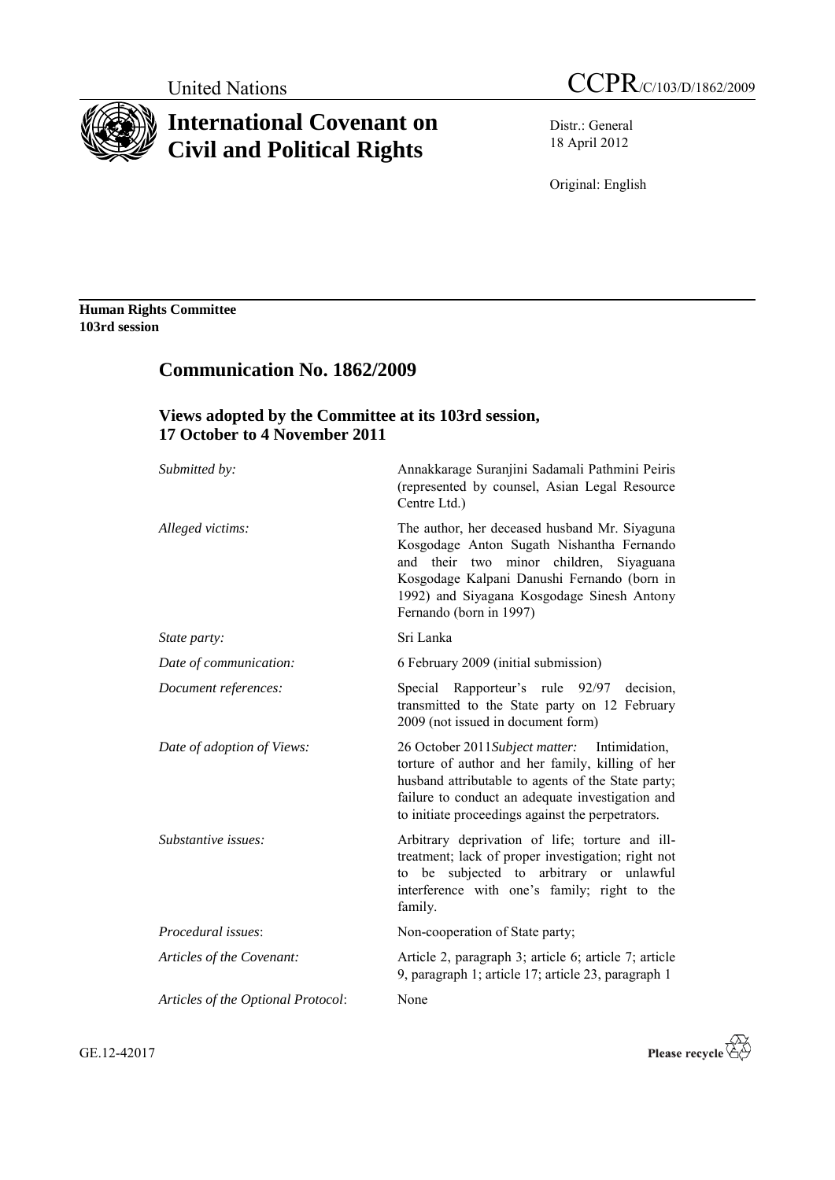United Nations

# CCPR/C/103/D/1862/2009

# International Covenant on Civil and Political Rights

Distr.: General
18 April 2012

Original: English

**Human Rights Committee**
**103rd session**

## Communication No. 1862/2009

### Views adopted by the Committee at its 103rd session, 17 October to 4 November 2011

| | |
|---|---|
| *Submitted by:* | Annakkarage Suranjini Sadamali Pathmini Peiris (represented by counsel, Asian Legal Resource Centre Ltd.) |
| *Alleged victims:* | The author, her deceased husband Mr. Siyaguna Kosgodage Anton Sugath Nishantha Fernando and their two minor children, Siyaguana Kosgodage Kalpani Danushi Fernando (born in 1992) and Siyagana Kosgodage Sinesh Antony Fernando (born in 1997) |
| *State party:* | Sri Lanka |
| *Date of communication:* | 6 February 2009 (initial submission) |
| *Document references:* | Special Rapporteur's rule 92/97 decision, transmitted to the State party on 12 February 2009 (not issued in document form) |
| *Date of adoption of Views:* | 26 October 2011 |
| *Subject matter:* | Intimidation, torture of author and her family, killing of her husband attributable to agents of the State party; failure to conduct an adequate investigation and to initiate proceedings against the perpetrators. |
| *Substantive issues:* | Arbitrary deprivation of life; torture and ill-treatment; lack of proper investigation; right not to be subjected to arbitrary or unlawful interference with one's family; right to the family. |
| *Procedural issues*: | Non-cooperation of State party; |
| *Articles of the Covenant:* | Article 2, paragraph 3; article 6; article 7; article 9, paragraph 1; article 17; article 23, paragraph 1 |
| *Articles of the Optional Protocol*: | None |

GE.12-42017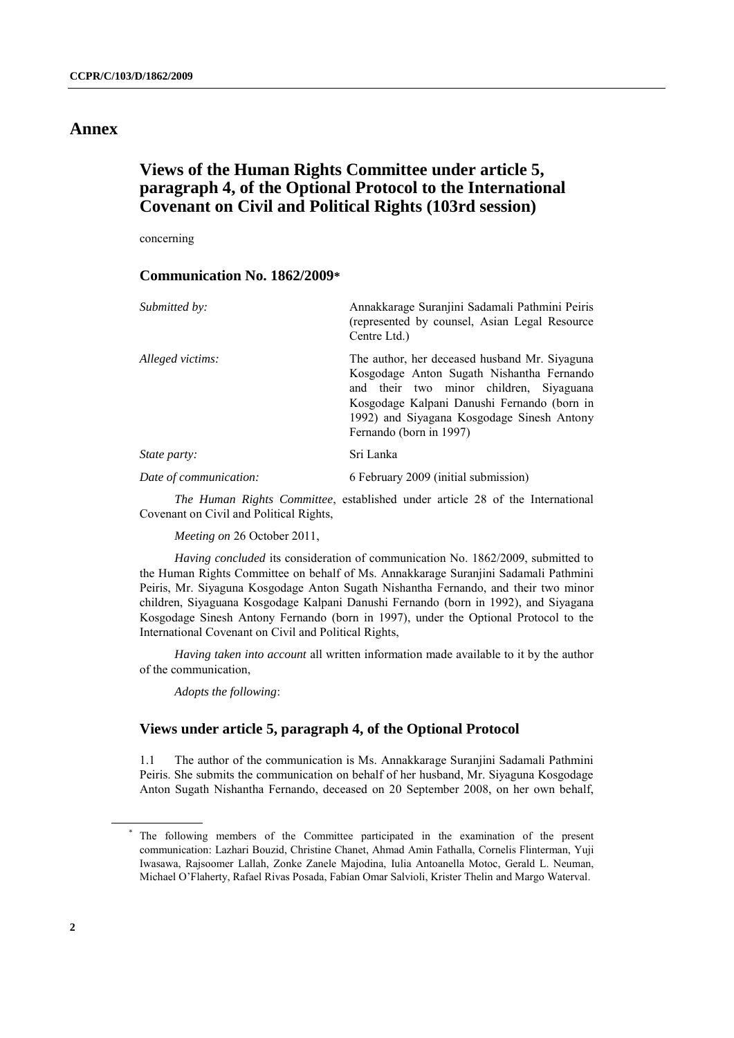# Annex

## Views of the Human Rights Committee under article 5, paragraph 4, of the Optional Protocol to the International Covenant on Civil and Political Rights (103rd session)

concerning

### Communication No. 1862/2009*

| | |
|---|---|
| *Submitted by:* | Annakkarage Suranjini Sadamali Pathmini Peiris (represented by counsel, Asian Legal Resource Centre Ltd.) |
| *Alleged victims:* | The author, her deceased husband Mr. Siyaguna Kosgodage Anton Sugath Nishantha Fernando and their two minor children, Siyaguana Kosgodage Kalpani Danushi Fernando (born in 1992) and Siyagana Kosgodage Sinesh Antony Fernando (born in 1997) |
| *State party:* | Sri Lanka |
| *Date of communication:* | 6 February 2009 (initial submission) |

*The Human Rights Committee*, established under article 28 of the International Covenant on Civil and Political Rights,

*Meeting on* 26 October 2011,

*Having concluded* its consideration of communication No. 1862/2009, submitted to the Human Rights Committee on behalf of Ms. Annakkarage Suranjini Sadamali Pathmini Peiris, Mr. Siyaguna Kosgodage Anton Sugath Nishantha Fernando, and their two minor children, Siyaguana Kosgodage Kalpani Danushi Fernando (born in 1992), and Siyagana Kosgodage Sinesh Antony Fernando (born in 1997), under the Optional Protocol to the International Covenant on Civil and Political Rights,

*Having taken into account* all written information made available to it by the author of the communication,

*Adopts the following*:

### Views under article 5, paragraph 4, of the Optional Protocol

1.1 The author of the communication is Ms. Annakkarage Suranjini Sadamali Pathmini Peiris. She submits the communication on behalf of her husband, Mr. Siyaguna Kosgodage Anton Sugath Nishantha Fernando, deceased on 20 September 2008, on her own behalf,

\* The following members of the Committee participated in the examination of the present communication: Lazhari Bouzid, Christine Chanet, Ahmad Amin Fathalla, Cornelis Flinterman, Yuji Iwasawa, Rajsoomer Lallah, Zonke Zanele Majodina, Iulia Antoanella Motoc, Gerald L. Neuman, Michael O'Flaherty, Rafael Rivas Posada, Fabían Omar Salvioli, Krister Thelin and Margo Waterval.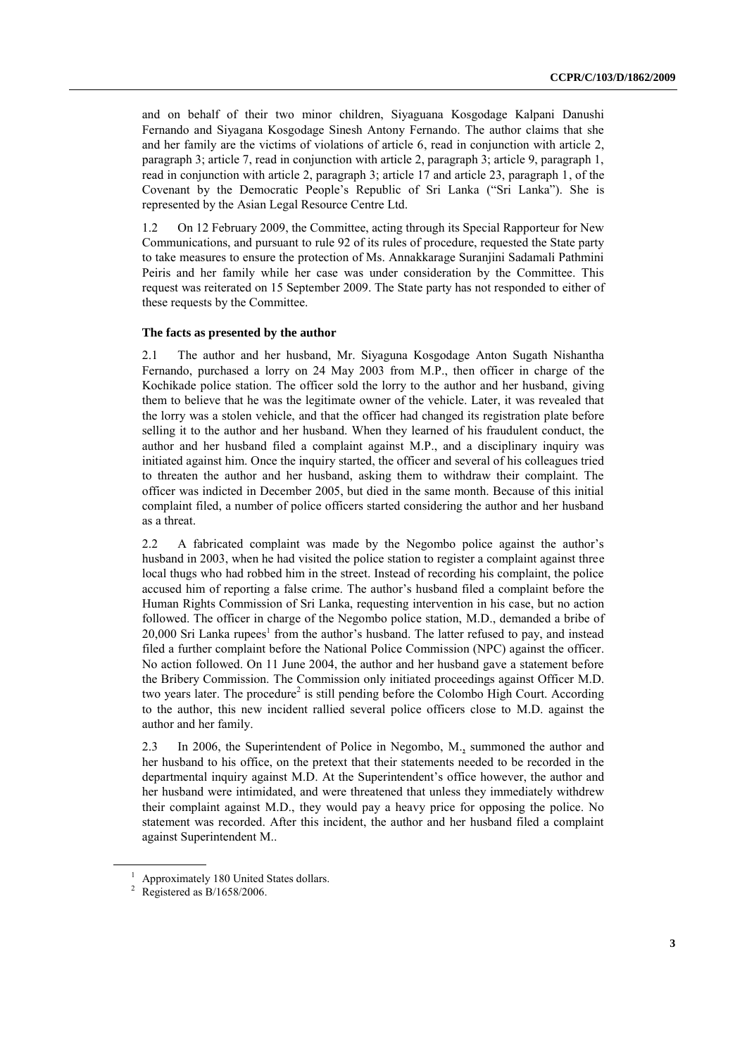and on behalf of their two minor children, Siyaguana Kosgodage Kalpani Danushi Fernando and Siyagana Kosgodage Sinesh Antony Fernando. The author claims that she and her family are the victims of violations of article 6, read in conjunction with article 2, paragraph 3; article 7, read in conjunction with article 2, paragraph 3; article 9, paragraph 1, read in conjunction with article 2, paragraph 3; article 17 and article 23, paragraph 1, of the Covenant by the Democratic People's Republic of Sri Lanka ("Sri Lanka"). She is represented by the Asian Legal Resource Centre Ltd.

1.2 On 12 February 2009, the Committee, acting through its Special Rapporteur for New Communications, and pursuant to rule 92 of its rules of procedure, requested the State party to take measures to ensure the protection of Ms. Annakkarage Suranjini Sadamali Pathmini Peiris and her family while her case was under consideration by the Committee. This request was reiterated on 15 September 2009. The State party has not responded to either of these requests by the Committee.

### The facts as presented by the author

2.1 The author and her husband, Mr. Siyaguna Kosgodage Anton Sugath Nishantha Fernando, purchased a lorry on 24 May 2003 from M.P., then officer in charge of the Kochikade police station. The officer sold the lorry to the author and her husband, giving them to believe that he was the legitimate owner of the vehicle. Later, it was revealed that the lorry was a stolen vehicle, and that the officer had changed its registration plate before selling it to the author and her husband. When they learned of his fraudulent conduct, the author and her husband filed a complaint against M.P., and a disciplinary inquiry was initiated against him. Once the inquiry started, the officer and several of his colleagues tried to threaten the author and her husband, asking them to withdraw their complaint. The officer was indicted in December 2005, but died in the same month. Because of this initial complaint filed, a number of police officers started considering the author and her husband as a threat.

2.2 A fabricated complaint was made by the Negombo police against the author's husband in 2003, when he had visited the police station to register a complaint against three local thugs who had robbed him in the street. Instead of recording his complaint, the police accused him of reporting a false crime. The author's husband filed a complaint before the Human Rights Commission of Sri Lanka, requesting intervention in his case, but no action followed. The officer in charge of the Negombo police station, M.D., demanded a bribe of 20,000 Sri Lanka rupees[1] from the author's husband. The latter refused to pay, and instead filed a further complaint before the National Police Commission (NPC) against the officer. No action followed. On 11 June 2004, the author and her husband gave a statement before the Bribery Commission. The Commission only initiated proceedings against Officer M.D. two years later. The procedure[2] is still pending before the Colombo High Court. According to the author, this new incident rallied several police officers close to M.D. against the author and her family.

2.3 In 2006, the Superintendent of Police in Negombo, M., summoned the author and her husband to his office, on the pretext that their statements needed to be recorded in the departmental inquiry against M.D. At the Superintendent's office however, the author and her husband were intimidated, and were threatened that unless they immediately withdrew their complaint against M.D., they would pay a heavy price for opposing the police. No statement was recorded. After this incident, the author and her husband filed a complaint against Superintendent M..

---

[1] Approximately 180 United States dollars.

[2] Registered as B/1658/2006.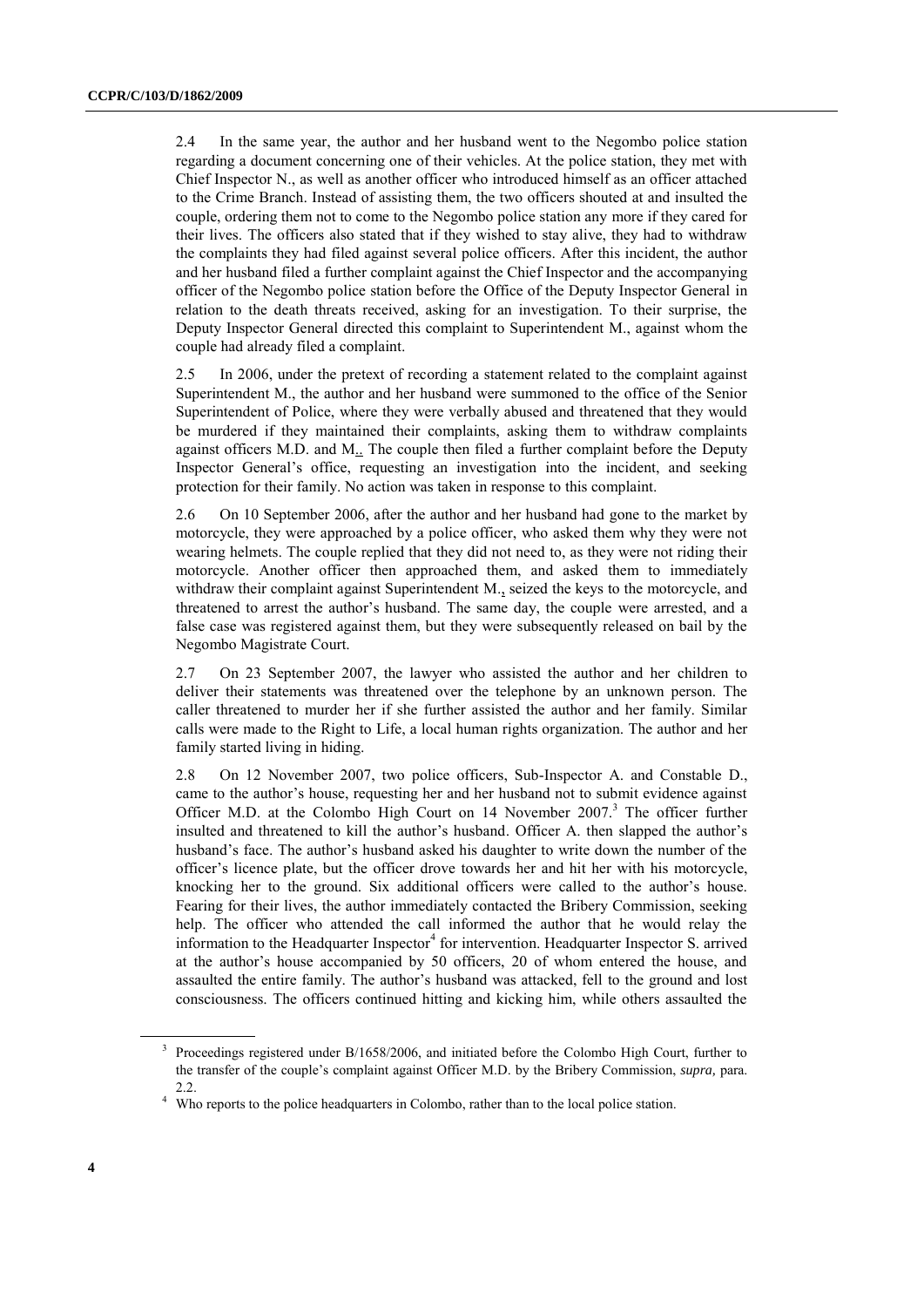2.4 In the same year, the author and her husband went to the Negombo police station regarding a document concerning one of their vehicles. At the police station, they met with Chief Inspector N., as well as another officer who introduced himself as an officer attached to the Crime Branch. Instead of assisting them, the two officers shouted at and insulted the couple, ordering them not to come to the Negombo police station any more if they cared for their lives. The officers also stated that if they wished to stay alive, they had to withdraw the complaints they had filed against several police officers. After this incident, the author and her husband filed a further complaint against the Chief Inspector and the accompanying officer of the Negombo police station before the Office of the Deputy Inspector General in relation to the death threats received, asking for an investigation. To their surprise, the Deputy Inspector General directed this complaint to Superintendent M., against whom the couple had already filed a complaint.

2.5 In 2006, under the pretext of recording a statement related to the complaint against Superintendent M., the author and her husband were summoned to the office of the Senior Superintendent of Police, where they were verbally abused and threatened that they would be murdered if they maintained their complaints, asking them to withdraw complaints against officers M.D. and M.. The couple then filed a further complaint before the Deputy Inspector General's office, requesting an investigation into the incident, and seeking protection for their family. No action was taken in response to this complaint.

2.6 On 10 September 2006, after the author and her husband had gone to the market by motorcycle, they were approached by a police officer, who asked them why they were not wearing helmets. The couple replied that they did not need to, as they were not riding their motorcycle. Another officer then approached them, and asked them to immediately withdraw their complaint against Superintendent M., seized the keys to the motorcycle, and threatened to arrest the author's husband. The same day, the couple were arrested, and a false case was registered against them, but they were subsequently released on bail by the Negombo Magistrate Court.

2.7 On 23 September 2007, the lawyer who assisted the author and her children to deliver their statements was threatened over the telephone by an unknown person. The caller threatened to murder her if she further assisted the author and her family. Similar calls were made to the Right to Life, a local human rights organization. The author and her family started living in hiding.

2.8 On 12 November 2007, two police officers, Sub-Inspector A. and Constable D., came to the author's house, requesting her and her husband not to submit evidence against Officer M.D. at the Colombo High Court on 14 November 2007.[3] The officer further insulted and threatened to kill the author's husband. Officer A. then slapped the author's husband's face. The author's husband asked his daughter to write down the number of the officer's licence plate, but the officer drove towards her and hit her with his motorcycle, knocking her to the ground. Six additional officers were called to the author's house. Fearing for their lives, the author immediately contacted the Bribery Commission, seeking help. The officer who attended the call informed the author that he would relay the information to the Headquarter Inspector[4] for intervention. Headquarter Inspector S. arrived at the author's house accompanied by 50 officers, 20 of whom entered the house, and assaulted the entire family. The author's husband was attacked, fell to the ground and lost consciousness. The officers continued hitting and kicking him, while others assaulted the

[3] Proceedings registered under B/1658/2006, and initiated before the Colombo High Court, further to the transfer of the couple's complaint against Officer M.D. by the Bribery Commission, *supra,* para. 2.2.

[4] Who reports to the police headquarters in Colombo, rather than to the local police station.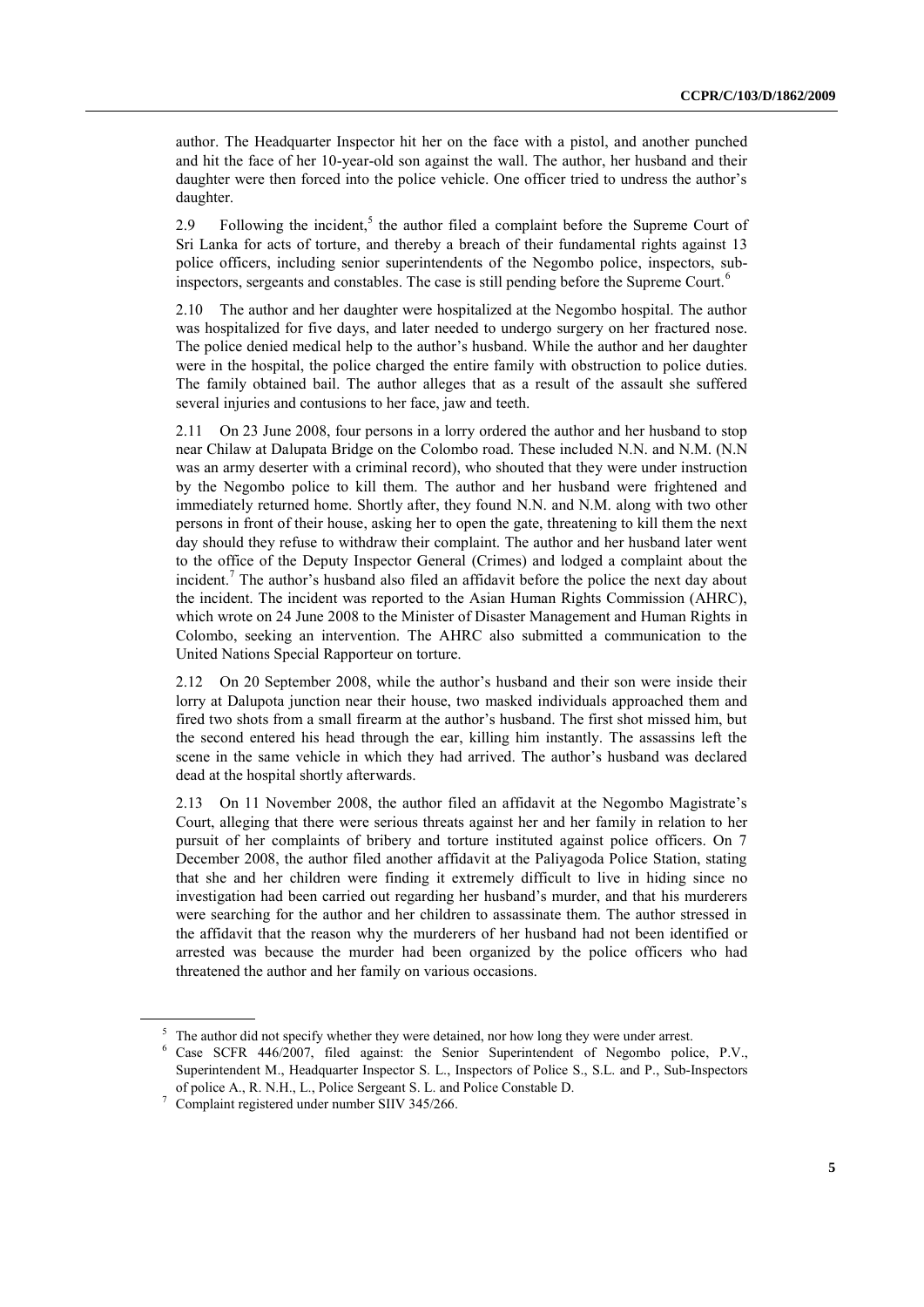author. The Headquarter Inspector hit her on the face with a pistol, and another punched and hit the face of her 10-year-old son against the wall. The author, her husband and their daughter were then forced into the police vehicle. One officer tried to undress the author's daughter.

2.9 Following the incident,[5] the author filed a complaint before the Supreme Court of Sri Lanka for acts of torture, and thereby a breach of their fundamental rights against 13 police officers, including senior superintendents of the Negombo police, inspectors, sub-inspectors, sergeants and constables. The case is still pending before the Supreme Court.[6]

2.10 The author and her daughter were hospitalized at the Negombo hospital. The author was hospitalized for five days, and later needed to undergo surgery on her fractured nose. The police denied medical help to the author's husband. While the author and her daughter were in the hospital, the police charged the entire family with obstruction to police duties. The family obtained bail. The author alleges that as a result of the assault she suffered several injuries and contusions to her face, jaw and teeth.

2.11 On 23 June 2008, four persons in a lorry ordered the author and her husband to stop near Chilaw at Dalupata Bridge on the Colombo road. These included N.N. and N.M. (N.N was an army deserter with a criminal record), who shouted that they were under instruction by the Negombo police to kill them. The author and her husband were frightened and immediately returned home. Shortly after, they found N.N. and N.M. along with two other persons in front of their house, asking her to open the gate, threatening to kill them the next day should they refuse to withdraw their complaint. The author and her husband later went to the office of the Deputy Inspector General (Crimes) and lodged a complaint about the incident.[7] The author's husband also filed an affidavit before the police the next day about the incident. The incident was reported to the Asian Human Rights Commission (AHRC), which wrote on 24 June 2008 to the Minister of Disaster Management and Human Rights in Colombo, seeking an intervention. The AHRC also submitted a communication to the United Nations Special Rapporteur on torture.

2.12 On 20 September 2008, while the author's husband and their son were inside their lorry at Dalupota junction near their house, two masked individuals approached them and fired two shots from a small firearm at the author's husband. The first shot missed him, but the second entered his head through the ear, killing him instantly. The assassins left the scene in the same vehicle in which they had arrived. The author's husband was declared dead at the hospital shortly afterwards.

2.13 On 11 November 2008, the author filed an affidavit at the Negombo Magistrate's Court, alleging that there were serious threats against her and her family in relation to her pursuit of her complaints of bribery and torture instituted against police officers. On 7 December 2008, the author filed another affidavit at the Paliyagoda Police Station, stating that she and her children were finding it extremely difficult to live in hiding since no investigation had been carried out regarding her husband's murder, and that his murderers were searching for the author and her children to assassinate them. The author stressed in the affidavit that the reason why the murderers of her husband had not been identified or arrested was because the murder had been organized by the police officers who had threatened the author and her family on various occasions.

---

[5] The author did not specify whether they were detained, nor how long they were under arrest.

[6] Case SCFR 446/2007, filed against: the Senior Superintendent of Negombo police, P.V., Superintendent M., Headquarter Inspector S. L., Inspectors of Police S., S.L. and P., Sub-Inspectors of police A., R. N.H., L., Police Sergeant S. L. and Police Constable D.

[7] Complaint registered under number SIIV 345/266.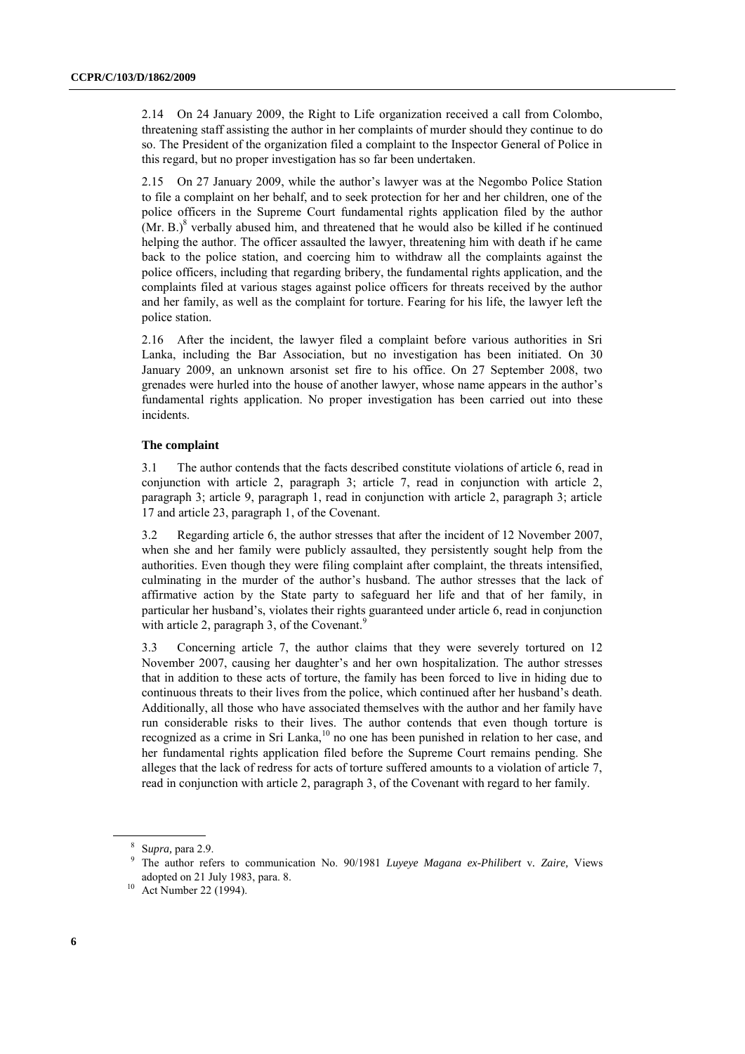2.14 On 24 January 2009, the Right to Life organization received a call from Colombo, threatening staff assisting the author in her complaints of murder should they continue to do so. The President of the organization filed a complaint to the Inspector General of Police in this regard, but no proper investigation has so far been undertaken.

2.15 On 27 January 2009, while the author's lawyer was at the Negombo Police Station to file a complaint on her behalf, and to seek protection for her and her children, one of the police officers in the Supreme Court fundamental rights application filed by the author (Mr. B.)[8] verbally abused him, and threatened that he would also be killed if he continued helping the author. The officer assaulted the lawyer, threatening him with death if he came back to the police station, and coercing him to withdraw all the complaints against the police officers, including that regarding bribery, the fundamental rights application, and the complaints filed at various stages against police officers for threats received by the author and her family, as well as the complaint for torture. Fearing for his life, the lawyer left the police station.

2.16 After the incident, the lawyer filed a complaint before various authorities in Sri Lanka, including the Bar Association, but no investigation has been initiated. On 30 January 2009, an unknown arsonist set fire to his office. On 27 September 2008, two grenades were hurled into the house of another lawyer, whose name appears in the author's fundamental rights application. No proper investigation has been carried out into these incidents.

**The complaint**

3.1 The author contends that the facts described constitute violations of article 6, read in conjunction with article 2, paragraph 3; article 7, read in conjunction with article 2, paragraph 3; article 9, paragraph 1, read in conjunction with article 2, paragraph 3; article 17 and article 23, paragraph 1, of the Covenant.

3.2 Regarding article 6, the author stresses that after the incident of 12 November 2007, when she and her family were publicly assaulted, they persistently sought help from the authorities. Even though they were filing complaint after complaint, the threats intensified, culminating in the murder of the author's husband. The author stresses that the lack of affirmative action by the State party to safeguard her life and that of her family, in particular her husband's, violates their rights guaranteed under article 6, read in conjunction with article 2, paragraph 3, of the Covenant.[9]

3.3 Concerning article 7, the author claims that they were severely tortured on 12 November 2007, causing her daughter's and her own hospitalization. The author stresses that in addition to these acts of torture, the family has been forced to live in hiding due to continuous threats to their lives from the police, which continued after her husband's death. Additionally, all those who have associated themselves with the author and her family have run considerable risks to their lives. The author contends that even though torture is recognized as a crime in Sri Lanka,[10] no one has been punished in relation to her case, and her fundamental rights application filed before the Supreme Court remains pending. She alleges that the lack of redress for acts of torture suffered amounts to a violation of article 7, read in conjunction with article 2, paragraph 3, of the Covenant with regard to her family.

---

[8] S*upra,* para 2.9.

[9] The author refers to communication No. 90/1981 *Luyeye Magana ex-Philibert* v. *Zaire,* Views adopted on 21 July 1983, para. 8.

[10] Act Number 22 (1994).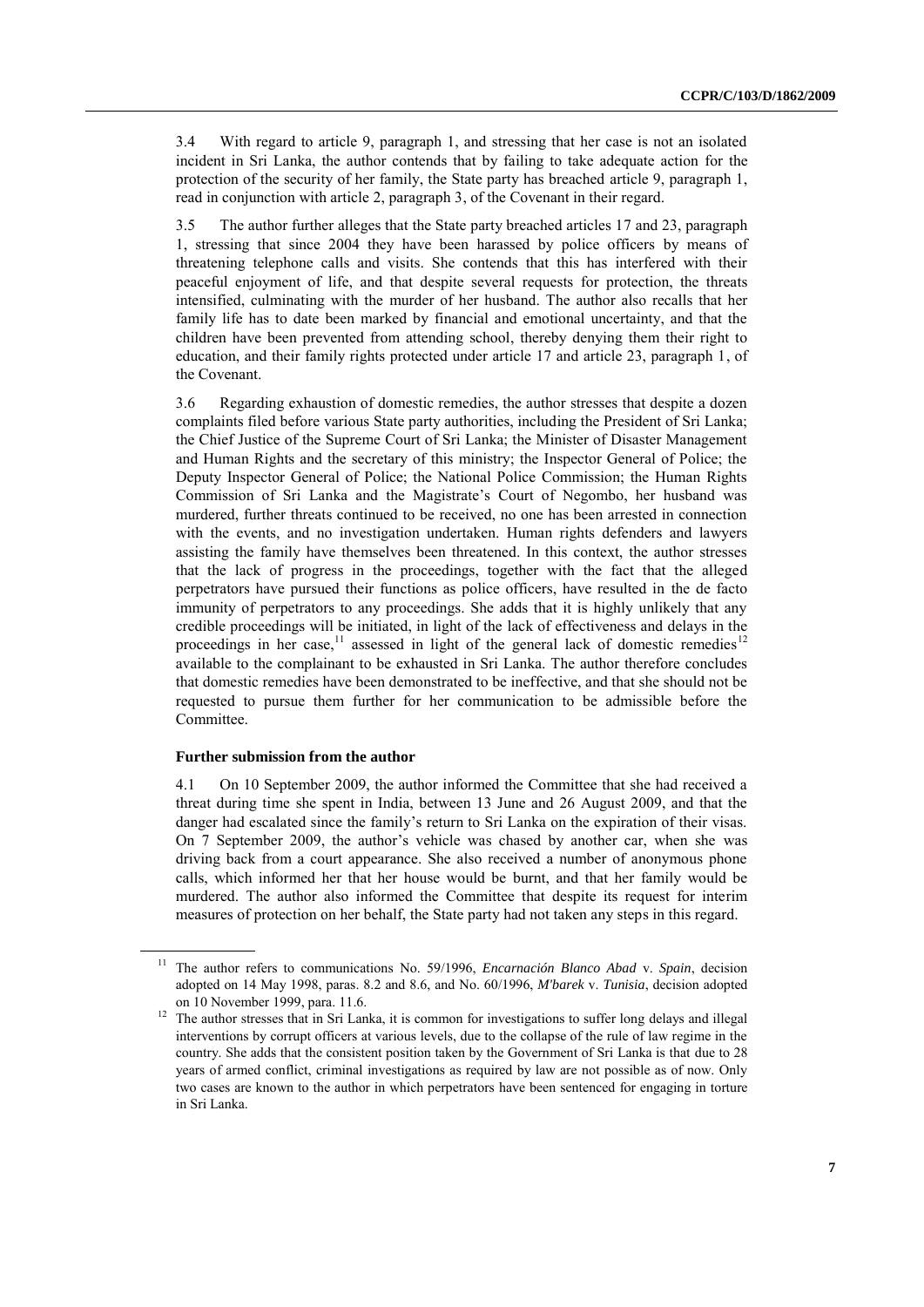3.4 With regard to article 9, paragraph 1, and stressing that her case is not an isolated incident in Sri Lanka, the author contends that by failing to take adequate action for the protection of the security of her family, the State party has breached article 9, paragraph 1, read in conjunction with article 2, paragraph 3, of the Covenant in their regard.

3.5 The author further alleges that the State party breached articles 17 and 23, paragraph 1, stressing that since 2004 they have been harassed by police officers by means of threatening telephone calls and visits. She contends that this has interfered with their peaceful enjoyment of life, and that despite several requests for protection, the threats intensified, culminating with the murder of her husband. The author also recalls that her family life has to date been marked by financial and emotional uncertainty, and that the children have been prevented from attending school, thereby denying them their right to education, and their family rights protected under article 17 and article 23, paragraph 1, of the Covenant.

3.6 Regarding exhaustion of domestic remedies, the author stresses that despite a dozen complaints filed before various State party authorities, including the President of Sri Lanka; the Chief Justice of the Supreme Court of Sri Lanka; the Minister of Disaster Management and Human Rights and the secretary of this ministry; the Inspector General of Police; the Deputy Inspector General of Police; the National Police Commission; the Human Rights Commission of Sri Lanka and the Magistrate's Court of Negombo, her husband was murdered, further threats continued to be received, no one has been arrested in connection with the events, and no investigation undertaken. Human rights defenders and lawyers assisting the family have themselves been threatened. In this context, the author stresses that the lack of progress in the proceedings, together with the fact that the alleged perpetrators have pursued their functions as police officers, have resulted in the de facto immunity of perpetrators to any proceedings. She adds that it is highly unlikely that any credible proceedings will be initiated, in light of the lack of effectiveness and delays in the proceedings in her case,[11] assessed in light of the general lack of domestic remedies[12] available to the complainant to be exhausted in Sri Lanka. The author therefore concludes that domestic remedies have been demonstrated to be ineffective, and that she should not be requested to pursue them further for her communication to be admissible before the Committee.

### Further submission from the author

4.1 On 10 September 2009, the author informed the Committee that she had received a threat during time she spent in India, between 13 June and 26 August 2009, and that the danger had escalated since the family's return to Sri Lanka on the expiration of their visas. On 7 September 2009, the author's vehicle was chased by another car, when she was driving back from a court appearance. She also received a number of anonymous phone calls, which informed her that her house would be burnt, and that her family would be murdered. The author also informed the Committee that despite its request for interim measures of protection on her behalf, the State party had not taken any steps in this regard.

---

[11] The author refers to communications No. 59/1996, *Encarnación Blanco Abad* v. *Spain*, decision adopted on 14 May 1998, paras. 8.2 and 8.6, and No. 60/1996, *M'barek* v. *Tunisia*, decision adopted on 10 November 1999, para. 11.6.

[12] The author stresses that in Sri Lanka, it is common for investigations to suffer long delays and illegal interventions by corrupt officers at various levels, due to the collapse of the rule of law regime in the country. She adds that the consistent position taken by the Government of Sri Lanka is that due to 28 years of armed conflict, criminal investigations as required by law are not possible as of now. Only two cases are known to the author in which perpetrators have been sentenced for engaging in torture in Sri Lanka.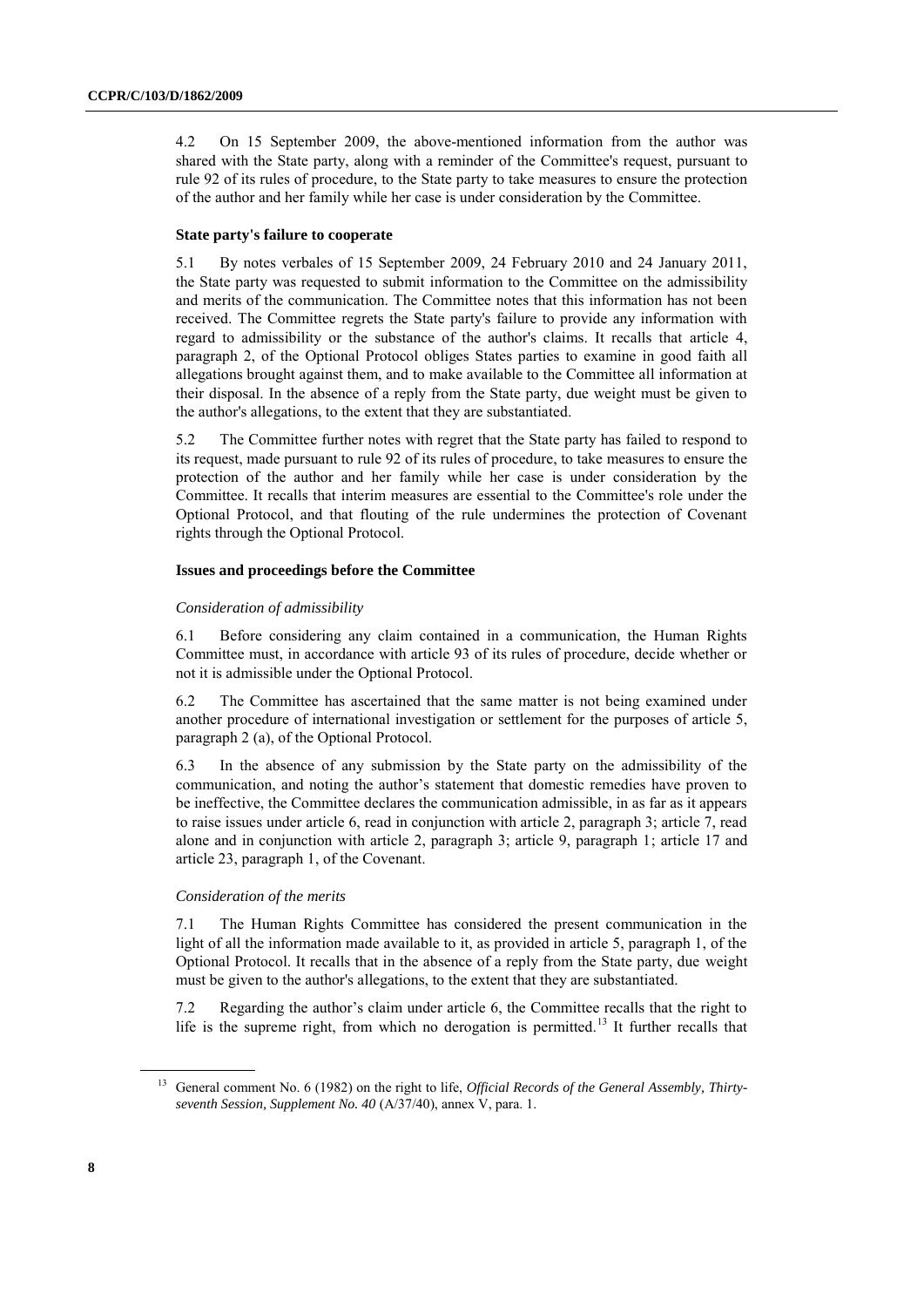4.2 On 15 September 2009, the above-mentioned information from the author was shared with the State party, along with a reminder of the Committee's request, pursuant to rule 92 of its rules of procedure, to the State party to take measures to ensure the protection of the author and her family while her case is under consideration by the Committee.

#### State party's failure to cooperate

5.1 By notes verbales of 15 September 2009, 24 February 2010 and 24 January 2011, the State party was requested to submit information to the Committee on the admissibility and merits of the communication. The Committee notes that this information has not been received. The Committee regrets the State party's failure to provide any information with regard to admissibility or the substance of the author's claims. It recalls that article 4, paragraph 2, of the Optional Protocol obliges States parties to examine in good faith all allegations brought against them, and to make available to the Committee all information at their disposal. In the absence of a reply from the State party, due weight must be given to the author's allegations, to the extent that they are substantiated.

5.2 The Committee further notes with regret that the State party has failed to respond to its request, made pursuant to rule 92 of its rules of procedure, to take measures to ensure the protection of the author and her family while her case is under consideration by the Committee. It recalls that interim measures are essential to the Committee's role under the Optional Protocol, and that flouting of the rule undermines the protection of Covenant rights through the Optional Protocol.

#### Issues and proceedings before the Committee

*Consideration of admissibility*

6.1 Before considering any claim contained in a communication, the Human Rights Committee must, in accordance with article 93 of its rules of procedure, decide whether or not it is admissible under the Optional Protocol.

6.2 The Committee has ascertained that the same matter is not being examined under another procedure of international investigation or settlement for the purposes of article 5, paragraph 2 (a), of the Optional Protocol.

6.3 In the absence of any submission by the State party on the admissibility of the communication, and noting the author's statement that domestic remedies have proven to be ineffective, the Committee declares the communication admissible, in as far as it appears to raise issues under article 6, read in conjunction with article 2, paragraph 3; article 7, read alone and in conjunction with article 2, paragraph 3; article 9, paragraph 1; article 17 and article 23, paragraph 1, of the Covenant.

*Consideration of the merits*

7.1 The Human Rights Committee has considered the present communication in the light of all the information made available to it, as provided in article 5, paragraph 1, of the Optional Protocol. It recalls that in the absence of a reply from the State party, due weight must be given to the author's allegations, to the extent that they are substantiated.

7.2 Regarding the author's claim under article 6, the Committee recalls that the right to life is the supreme right, from which no derogation is permitted.[13] It further recalls that

[13] General comment No. 6 (1982) on the right to life, *Official Records of the General Assembly, Thirty-seventh Session, Supplement No. 40* (A/37/40), annex V, para. 1.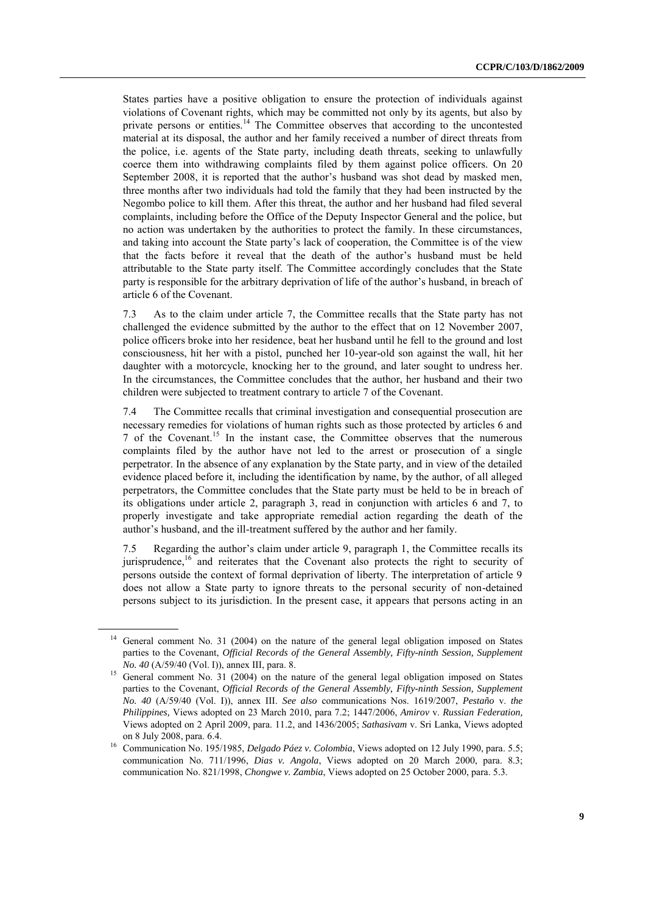States parties have a positive obligation to ensure the protection of individuals against violations of Covenant rights, which may be committed not only by its agents, but also by private persons or entities.[14] The Committee observes that according to the uncontested material at its disposal, the author and her family received a number of direct threats from the police, i.e. agents of the State party, including death threats, seeking to unlawfully coerce them into withdrawing complaints filed by them against police officers. On 20 September 2008, it is reported that the author's husband was shot dead by masked men, three months after two individuals had told the family that they had been instructed by the Negombo police to kill them. After this threat, the author and her husband had filed several complaints, including before the Office of the Deputy Inspector General and the police, but no action was undertaken by the authorities to protect the family. In these circumstances, and taking into account the State party's lack of cooperation, the Committee is of the view that the facts before it reveal that the death of the author's husband must be held attributable to the State party itself. The Committee accordingly concludes that the State party is responsible for the arbitrary deprivation of life of the author's husband, in breach of article 6 of the Covenant.

7.3 As to the claim under article 7, the Committee recalls that the State party has not challenged the evidence submitted by the author to the effect that on 12 November 2007, police officers broke into her residence, beat her husband until he fell to the ground and lost consciousness, hit her with a pistol, punched her 10-year-old son against the wall, hit her daughter with a motorcycle, knocking her to the ground, and later sought to undress her. In the circumstances, the Committee concludes that the author, her husband and their two children were subjected to treatment contrary to article 7 of the Covenant.

7.4 The Committee recalls that criminal investigation and consequential prosecution are necessary remedies for violations of human rights such as those protected by articles 6 and 7 of the Covenant.[15] In the instant case, the Committee observes that the numerous complaints filed by the author have not led to the arrest or prosecution of a single perpetrator. In the absence of any explanation by the State party, and in view of the detailed evidence placed before it, including the identification by name, by the author, of all alleged perpetrators, the Committee concludes that the State party must be held to be in breach of its obligations under article 2, paragraph 3, read in conjunction with articles 6 and 7, to properly investigate and take appropriate remedial action regarding the death of the author's husband, and the ill-treatment suffered by the author and her family.

7.5 Regarding the author's claim under article 9, paragraph 1, the Committee recalls its jurisprudence,[16] and reiterates that the Covenant also protects the right to security of persons outside the context of formal deprivation of liberty. The interpretation of article 9 does not allow a State party to ignore threats to the personal security of non-detained persons subject to its jurisdiction. In the present case, it appears that persons acting in an

---

[14] General comment No. 31 (2004) on the nature of the general legal obligation imposed on States parties to the Covenant, *Official Records of the General Assembly, Fifty-ninth Session, Supplement No. 40* (A/59/40 (Vol. I)), annex III, para. 8.

[15] General comment No. 31 (2004) on the nature of the general legal obligation imposed on States parties to the Covenant, *Official Records of the General Assembly, Fifty-ninth Session, Supplement No. 40* (A/59/40 (Vol. I)), annex III. *See also* communications Nos. 1619/2007, *Pestaño* v. *the Philippines,* Views adopted on 23 March 2010, para 7.2; 1447/2006, *Amirov* v. *Russian Federation,* Views adopted on 2 April 2009, para. 11.2, and 1436/2005; *Sathasivam* v. Sri Lanka, Views adopted on 8 July 2008, para. 6.4.

[16] Communication No. 195/1985, *Delgado Páez v. Colombia*, Views adopted on 12 July 1990, para. 5.5; communication No. 711/1996, *Dias v. Angola*, Views adopted on 20 March 2000, para. 8.3; communication No. 821/1998, *Chongwe v. Zambia*, Views adopted on 25 October 2000, para. 5.3.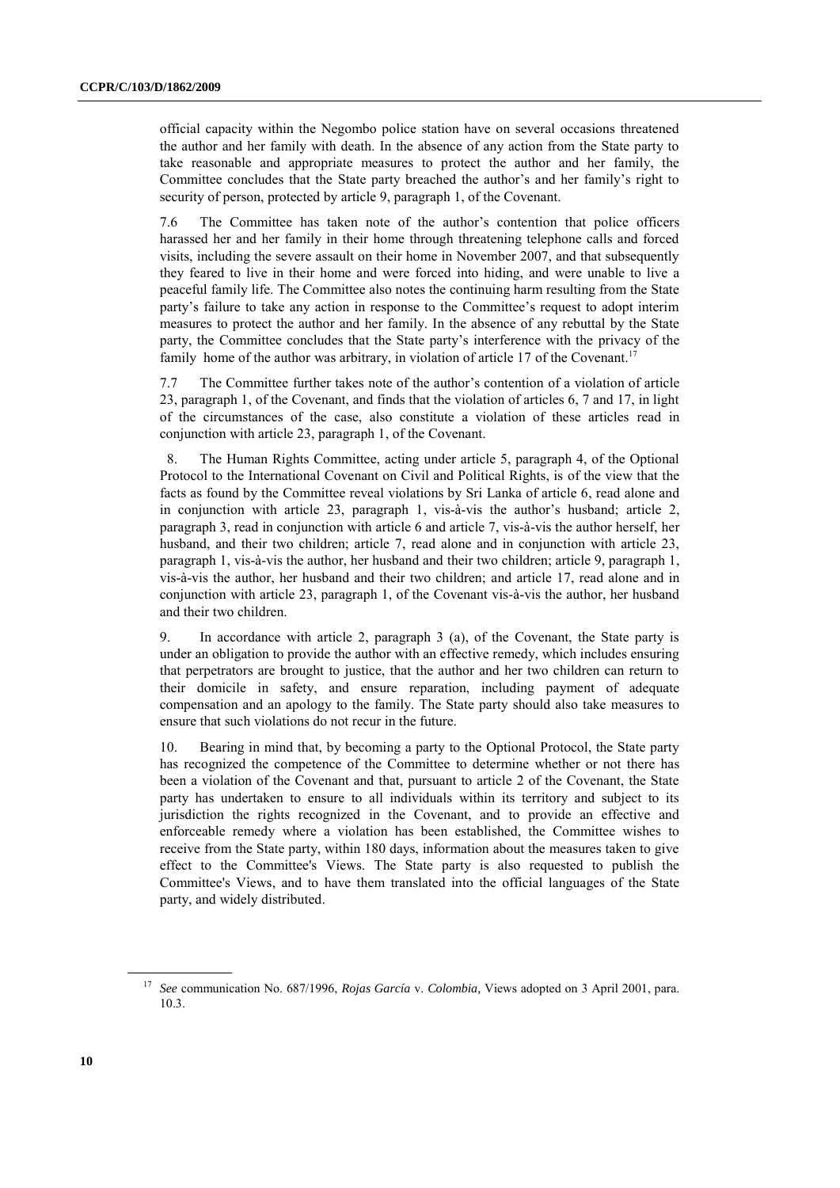official capacity within the Negombo police station have on several occasions threatened the author and her family with death. In the absence of any action from the State party to take reasonable and appropriate measures to protect the author and her family, the Committee concludes that the State party breached the author's and her family's right to security of person, protected by article 9, paragraph 1, of the Covenant.

7.6 The Committee has taken note of the author's contention that police officers harassed her and her family in their home through threatening telephone calls and forced visits, including the severe assault on their home in November 2007, and that subsequently they feared to live in their home and were forced into hiding, and were unable to live a peaceful family life. The Committee also notes the continuing harm resulting from the State party's failure to take any action in response to the Committee's request to adopt interim measures to protect the author and her family. In the absence of any rebuttal by the State party, the Committee concludes that the State party's interference with the privacy of the family home of the author was arbitrary, in violation of article 17 of the Covenant.[17]

7.7 The Committee further takes note of the author's contention of a violation of article 23, paragraph 1, of the Covenant, and finds that the violation of articles 6, 7 and 17, in light of the circumstances of the case, also constitute a violation of these articles read in conjunction with article 23, paragraph 1, of the Covenant.

8. The Human Rights Committee, acting under article 5, paragraph 4, of the Optional Protocol to the International Covenant on Civil and Political Rights, is of the view that the facts as found by the Committee reveal violations by Sri Lanka of article 6, read alone and in conjunction with article 23, paragraph 1, vis-à-vis the author's husband; article 2, paragraph 3, read in conjunction with article 6 and article 7, vis-à-vis the author herself, her husband, and their two children; article 7, read alone and in conjunction with article 23, paragraph 1, vis-à-vis the author, her husband and their two children; article 9, paragraph 1, vis-à-vis the author, her husband and their two children; and article 17, read alone and in conjunction with article 23, paragraph 1, of the Covenant vis-à-vis the author, her husband and their two children.

9. In accordance with article 2, paragraph 3 (a), of the Covenant, the State party is under an obligation to provide the author with an effective remedy, which includes ensuring that perpetrators are brought to justice, that the author and her two children can return to their domicile in safety, and ensure reparation, including payment of adequate compensation and an apology to the family. The State party should also take measures to ensure that such violations do not recur in the future.

10. Bearing in mind that, by becoming a party to the Optional Protocol, the State party has recognized the competence of the Committee to determine whether or not there has been a violation of the Covenant and that, pursuant to article 2 of the Covenant, the State party has undertaken to ensure to all individuals within its territory and subject to its jurisdiction the rights recognized in the Covenant, and to provide an effective and enforceable remedy where a violation has been established, the Committee wishes to receive from the State party, within 180 days, information about the measures taken to give effect to the Committee's Views. The State party is also requested to publish the Committee's Views, and to have them translated into the official languages of the State party, and widely distributed.

---

[17] *See* communication No. 687/1996, *Rojas García* v. *Colombia,* Views adopted on 3 April 2001, para. 10.3.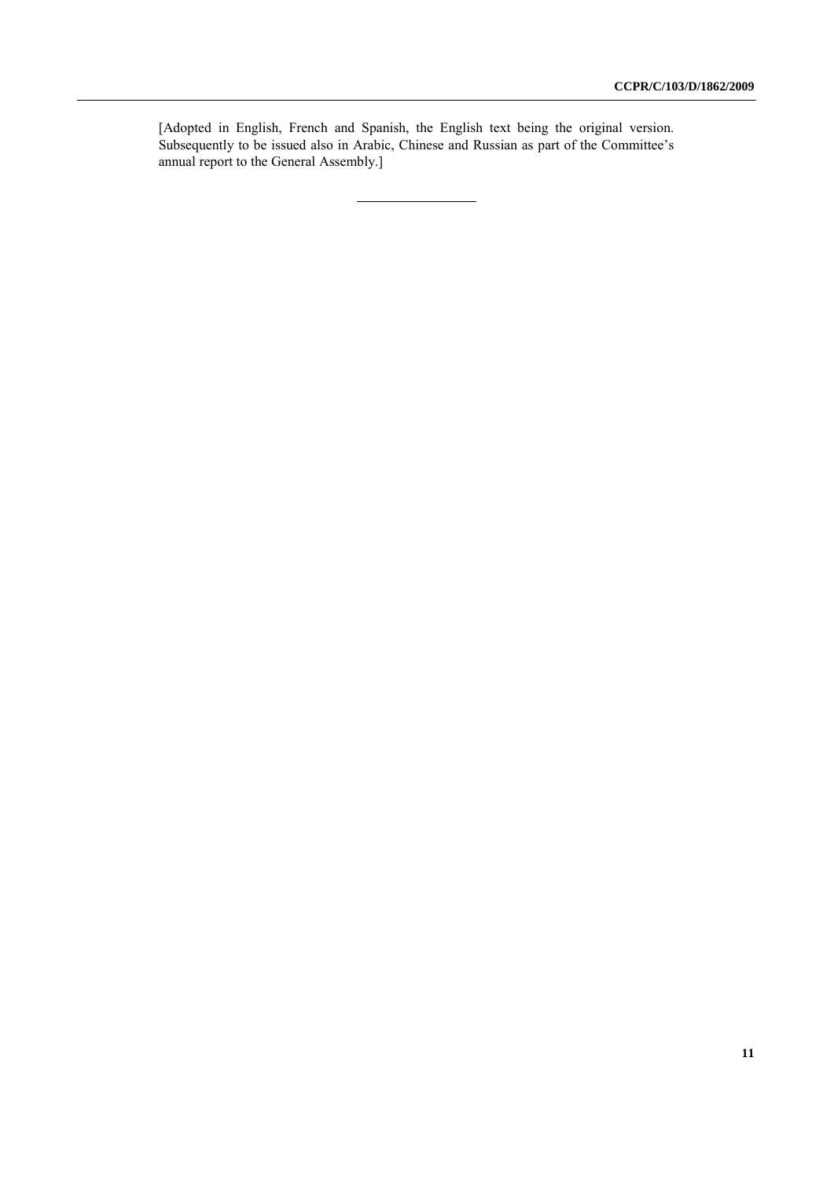[Adopted in English, French and Spanish, the English text being the original version. Subsequently to be issued also in Arabic, Chinese and Russian as part of the Committee's annual report to the General Assembly.]